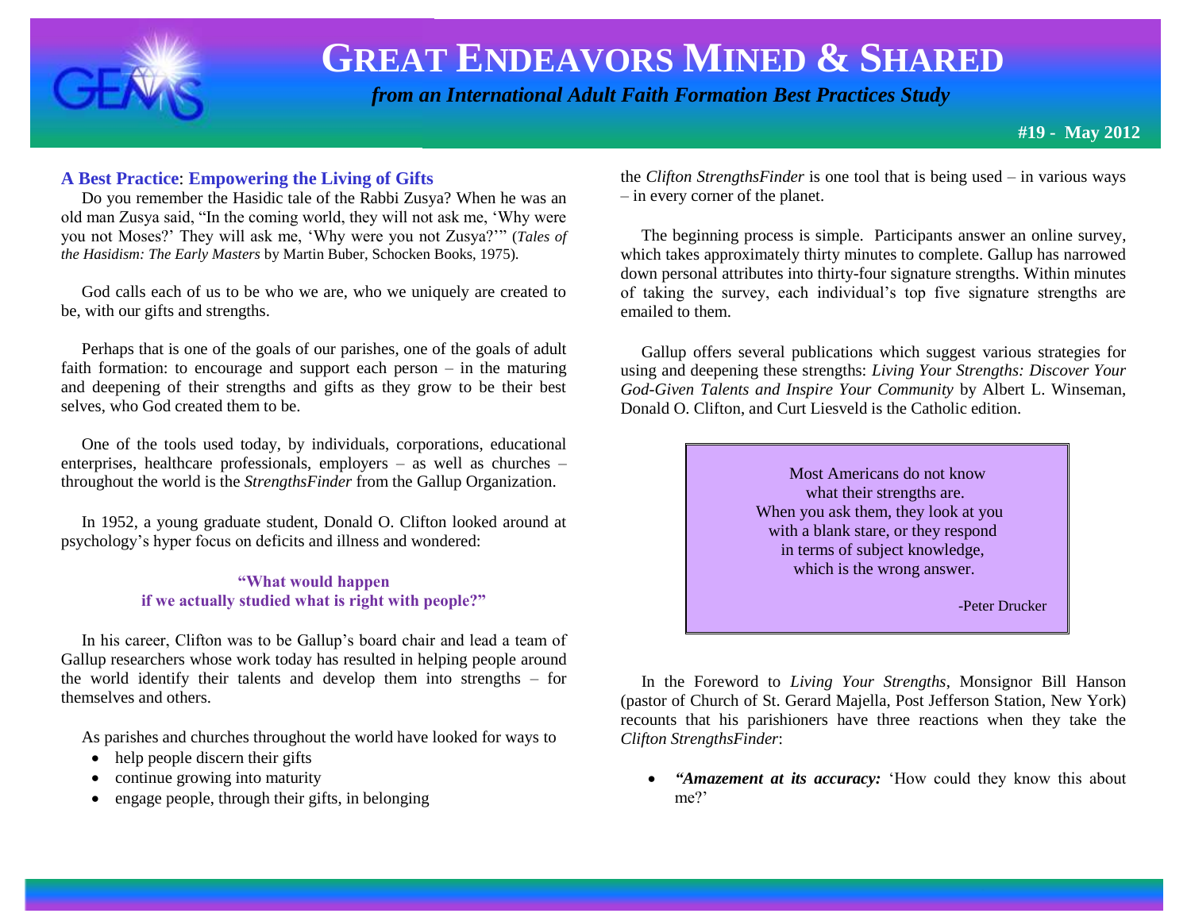# GREAT ENDEAVORS MINED & SHARED

*from an International Adult Faith Formation Best Practices Study*

**#19 - May 2012**

## A Best Practice: Empowering the Living of Gifts

Do you remember the Hasidic tale of the Rabbi Zusya? When he was an old man Zusya said, "In the coming world, they will not ask me, 'Why were you not Moses?' They will ask me, 'Why were you not Zusya?'" (*Tales of the Hasidism: The Early Masters* by Martin Buber, Schocken Books, 1975).

God calls each of us to be who we are, who we uniquely are created to be, with our gifts and strengths.

Perhaps that is one of the goals of our parishes, one of the goals of adult faith formation: to encourage and support each person – in the maturing and deepening of their strengths and gifts as they grow to be their best selves, who God created them to be.

One of the tools used today, by individuals, corporations, educational enterprises, healthcare professionals, employers – as well as churches – throughout the world is the *StrengthsFinder* from the Gallup Organization.

In 1952, a young graduate student, Donald O. Clifton looked around at psychology's hyper focus on deficits and illness and wondered:

**"What would happen if we actually studied what is right with people?"**

In his career, Clifton was to be Gallup's board chair and lead a team of Gallup researchers whose work today has resulted in helping people around the world identify their talents and develop them into strengths – for themselves and others.

As parishes and churches throughout the world have looked for ways to

- help people discern their gifts
- continue growing into maturity
- engage people, through their gifts, in belonging

the *Clifton StrengthsFinder* is one tool that is being used – in various ways – in every corner of the planet.

The beginning process is simple. Participants answer an online survey, which takes approximately thirty minutes to complete. Gallup has narrowed down personal attributes into thirty-four signature strengths. Within minutes of taking the survey, each individual's top five signature strengths are emailed to them.

Gallup offers several publications which suggest various strategies for using and deepening these strengths: *Living Your Strengths: Discover Your God-Given Talents and Inspire Your Community* by Albert L. Winseman, Donald O. Clifton, and Curt Liesveld is the Catholic edition.

> Most Americans do not know what their strengths are. When you ask them, they look at you with a blank stare, or they respond in terms of subject knowledge, which is the wrong answer.
>
> -Peter Drucker

In the Foreword to *Living Your Strengths*, Monsignor Bill Hanson (pastor of Church of St. Gerard Majella, Post Jefferson Station, New York) recounts that his parishioners have three reactions when they take the *Clifton StrengthsFinder*:

- ***"Amazement at its accuracy:*** 'How could they know this about me?'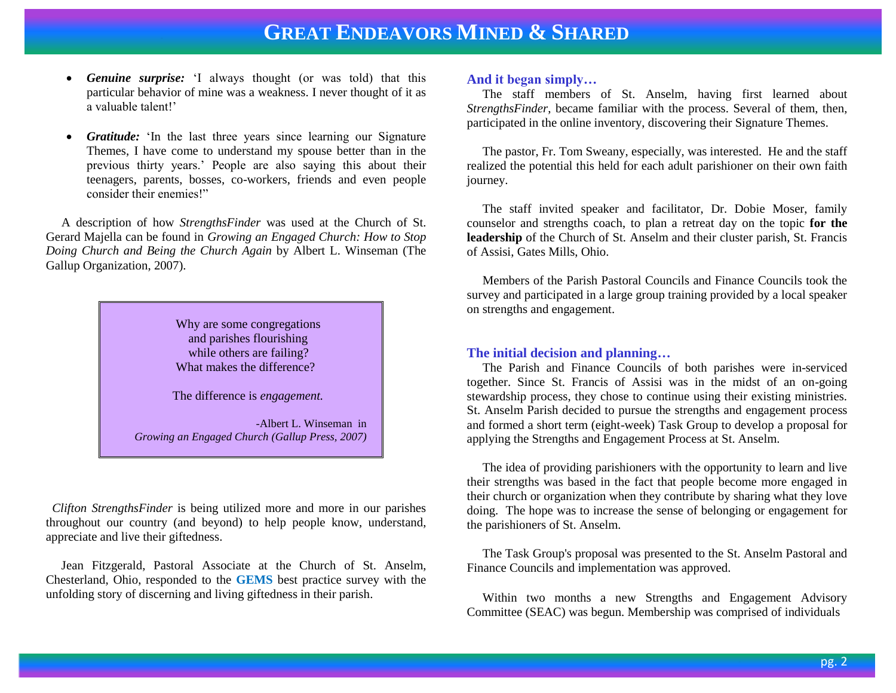- ***Genuine surprise:*** 'I always thought (or was told) that this particular behavior of mine was a weakness. I never thought of it as a valuable talent!'

- ***Gratitude:*** 'In the last three years since learning our Signature Themes, I have come to understand my spouse better than in the previous thirty years.' People are also saying this about their teenagers, parents, bosses, co-workers, friends and even people consider their enemies!"

A description of how *StrengthsFinder* was used at the Church of St. Gerard Majella can be found in *Growing an Engaged Church: How to Stop Doing Church and Being the Church Again* by Albert L. Winseman (The Gallup Organization, 2007).

> Why are some congregations and parishes flourishing while others are failing? What makes the difference?
>
> The difference is *engagement.*
>
> -Albert L. Winseman in *Growing an Engaged Church (Gallup Press, 2007)*

*Clifton StrengthsFinder* is being utilized more and more in our parishes throughout our country (and beyond) to help people know, understand, appreciate and live their giftedness.

Jean Fitzgerald, Pastoral Associate at the Church of St. Anselm, Chesterland, Ohio, responded to the **GEMS** best practice survey with the unfolding story of discerning and living giftedness in their parish.

### And it began simply…

The staff members of St. Anselm, having first learned about *StrengthsFinder*, became familiar with the process. Several of them, then, participated in the online inventory, discovering their Signature Themes.

The pastor, Fr. Tom Sweany, especially, was interested. He and the staff realized the potential this held for each adult parishioner on their own faith journey.

The staff invited speaker and facilitator, Dr. Dobie Moser, family counselor and strengths coach, to plan a retreat day on the topic **for the leadership** of the Church of St. Anselm and their cluster parish, St. Francis of Assisi, Gates Mills, Ohio.

Members of the Parish Pastoral Councils and Finance Councils took the survey and participated in a large group training provided by a local speaker on strengths and engagement.

### The initial decision and planning…

The Parish and Finance Councils of both parishes were in-serviced together. Since St. Francis of Assisi was in the midst of an on-going stewardship process, they chose to continue using their existing ministries. St. Anselm Parish decided to pursue the strengths and engagement process and formed a short term (eight-week) Task Group to develop a proposal for applying the Strengths and Engagement Process at St. Anselm.

The idea of providing parishioners with the opportunity to learn and live their strengths was based in the fact that people become more engaged in their church or organization when they contribute by sharing what they love doing. The hope was to increase the sense of belonging or engagement for the parishioners of St. Anselm.

The Task Group's proposal was presented to the St. Anselm Pastoral and Finance Councils and implementation was approved.

Within two months a new Strengths and Engagement Advisory Committee (SEAC) was begun. Membership was comprised of individuals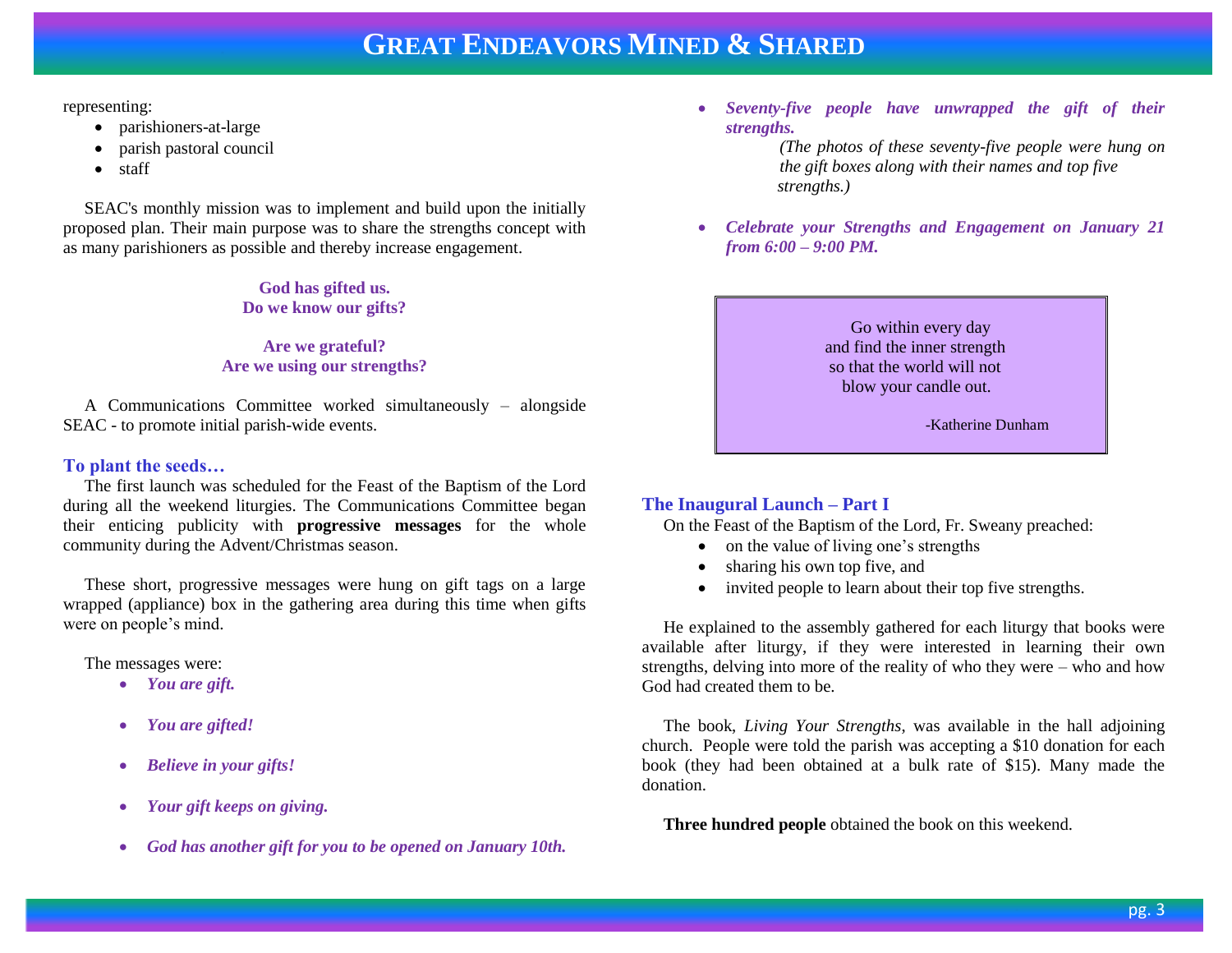representing:

- parishioners-at-large
- parish pastoral council
- staff

SEAC's monthly mission was to implement and build upon the initially proposed plan. Their main purpose was to share the strengths concept with as many parishioners as possible and thereby increase engagement.

**God has gifted us.**
**Do we know our gifts?**

**Are we grateful?**
**Are we using our strengths?**

A Communications Committee worked simultaneously – alongside SEAC - to promote initial parish-wide events.

### To plant the seeds…

The first launch was scheduled for the Feast of the Baptism of the Lord during all the weekend liturgies. The Communications Committee began their enticing publicity with **progressive messages** for the whole community during the Advent/Christmas season.

These short, progressive messages were hung on gift tags on a large wrapped (appliance) box in the gathering area during this time when gifts were on people's mind.

The messages were:

- ***You are gift.***
- ***You are gifted!***
- ***Believe in your gifts!***
- ***Your gift keeps on giving.***
- ***God has another gift for you to be opened on January 10th.***
- ***Seventy-five people have unwrapped the gift of their strengths.***

  *(The photos of these seventy-five people were hung on the gift boxes along with their names and top five strengths.)*

- ***Celebrate your Strengths and Engagement on January 21 from 6:00 – 9:00 PM.***

> Go within every day
> and find the inner strength
> so that the world will not
> blow your candle out.
>
> -Katherine Dunham

### The Inaugural Launch – Part I

On the Feast of the Baptism of the Lord, Fr. Sweany preached:

- on the value of living one's strengths
- sharing his own top five, and
- invited people to learn about their top five strengths.

He explained to the assembly gathered for each liturgy that books were available after liturgy, if they were interested in learning their own strengths, delving into more of the reality of who they were – who and how God had created them to be.

The book, *Living Your Strengths*, was available in the hall adjoining church. People were told the parish was accepting a $10 donation for each book (they had been obtained at a bulk rate of $15). Many made the donation.

**Three hundred people** obtained the book on this weekend.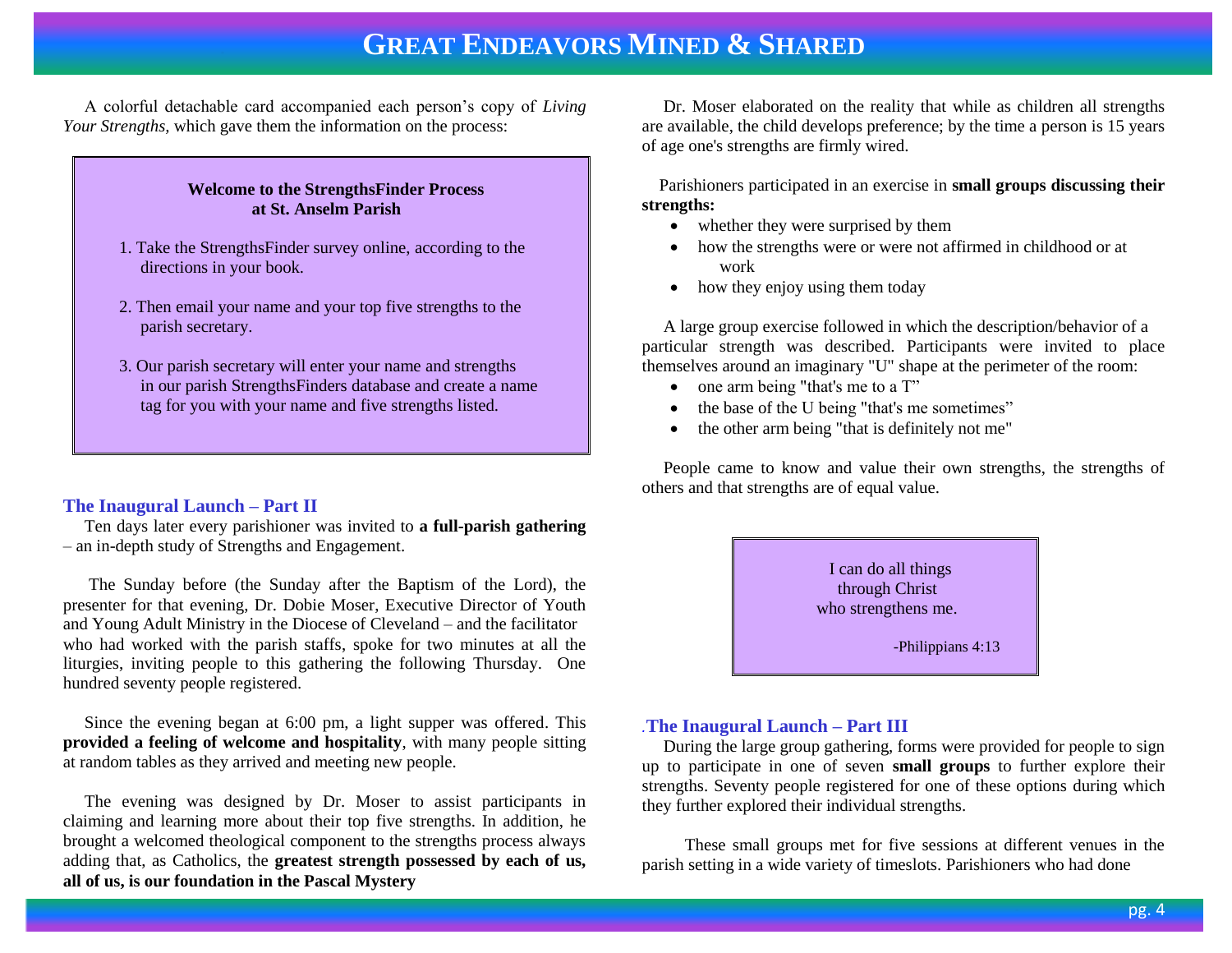A colorful detachable card accompanied each person's copy of *Living Your Strengths,* which gave them the information on the process:

> **Welcome to the StrengthsFinder Process at St. Anselm Parish**
>
> 1. Take the StrengthsFinder survey online, according to the directions in your book.
>
> 2. Then email your name and your top five strengths to the parish secretary.
>
> 3. Our parish secretary will enter your name and strengths in our parish StrengthsFinders database and create a name tag for you with your name and five strengths listed.

### The Inaugural Launch – Part II

Ten days later every parishioner was invited to **a full-parish gathering** – an in-depth study of Strengths and Engagement.

The Sunday before (the Sunday after the Baptism of the Lord), the presenter for that evening, Dr. Dobie Moser, Executive Director of Youth and Young Adult Ministry in the Diocese of Cleveland – and the facilitator who had worked with the parish staffs, spoke for two minutes at all the liturgies, inviting people to this gathering the following Thursday. One hundred seventy people registered.

Since the evening began at 6:00 pm, a light supper was offered. This **provided a feeling of welcome and hospitality**, with many people sitting at random tables as they arrived and meeting new people.

The evening was designed by Dr. Moser to assist participants in claiming and learning more about their top five strengths. In addition, he brought a welcomed theological component to the strengths process always adding that, as Catholics, the **greatest strength possessed by each of us, all of us, is our foundation in the Pascal Mystery**

Dr. Moser elaborated on the reality that while as children all strengths are available, the child develops preference; by the time a person is 15 years of age one's strengths are firmly wired.

Parishioners participated in an exercise in **small groups discussing their strengths:**

- whether they were surprised by them
- how the strengths were or were not affirmed in childhood or at work
- how they enjoy using them today

A large group exercise followed in which the description/behavior of a particular strength was described. Participants were invited to place themselves around an imaginary "U" shape at the perimeter of the room:

- one arm being "that's me to a T"
- the base of the U being "that's me sometimes"
- the other arm being "that is definitely not me"

People came to know and value their own strengths, the strengths of others and that strengths are of equal value.

> I can do all things
> through Christ
> who strengthens me.
>
> -Philippians 4:13

### .The Inaugural Launch – Part III

During the large group gathering, forms were provided for people to sign up to participate in one of seven **small groups** to further explore their strengths. Seventy people registered for one of these options during which they further explored their individual strengths.

These small groups met for five sessions at different venues in the parish setting in a wide variety of timeslots. Parishioners who had done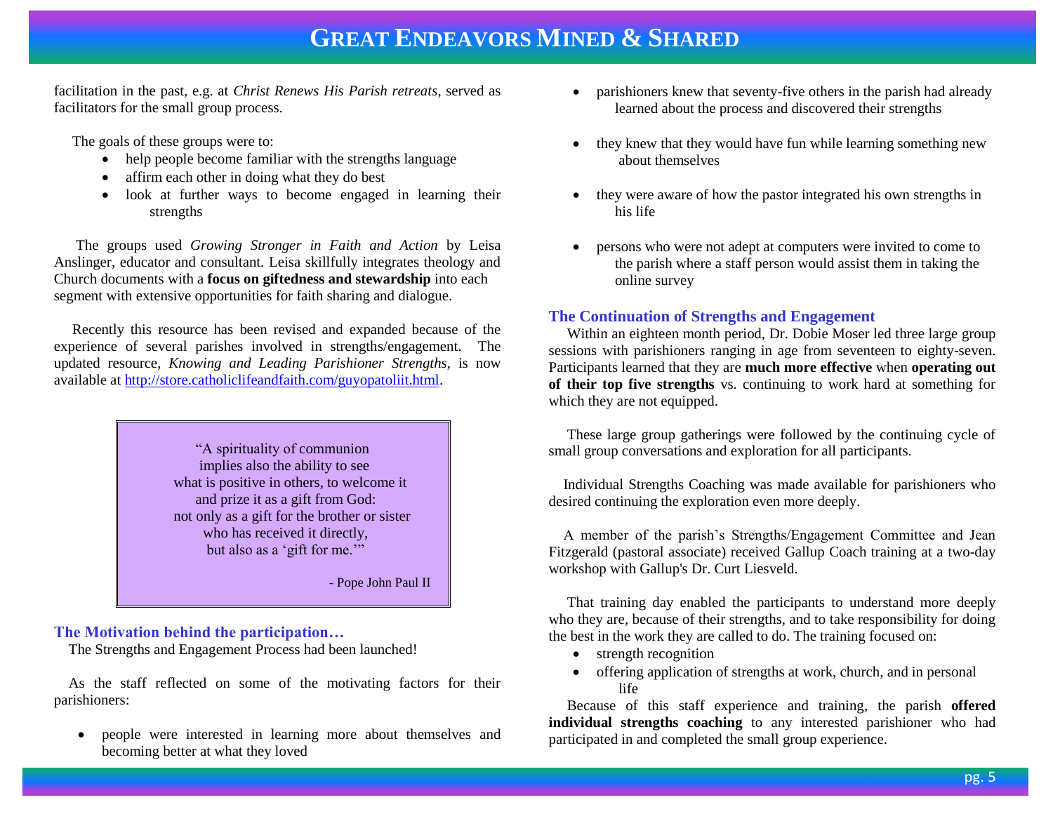facilitation in the past, e.g. at *Christ Renews His Parish retreats*, served as facilitators for the small group process.

The goals of these groups were to:

- help people become familiar with the strengths language
- affirm each other in doing what they do best
- look at further ways to become engaged in learning their strengths

The groups used *Growing Stronger in Faith and Action* by Leisa Anslinger, educator and consultant. Leisa skillfully integrates theology and Church documents with a **focus on giftedness and stewardship** into each segment with extensive opportunities for faith sharing and dialogue.

Recently this resource has been revised and expanded because of the experience of several parishes involved in strengths/engagement. The updated resource, *Knowing and Leading Parishioner Strengths*, is now available at [http://store.catholiclifeandfaith.com/guyopatoliit.html](http://store.catholiclifeandfaith.com/guyopatoliit.html).

> "A spirituality of communion
> implies also the ability to see
> what is positive in others, to welcome it
> and prize it as a gift from God:
> not only as a gift for the brother or sister
> who has received it directly,
> but also as a 'gift for me.'"
>
> - Pope John Paul II

### The Motivation behind the participation…

The Strengths and Engagement Process had been launched!

As the staff reflected on some of the motivating factors for their parishioners:

- people were interested in learning more about themselves and becoming better at what they loved
- parishioners knew that seventy-five others in the parish had already learned about the process and discovered their strengths
- they knew that they would have fun while learning something new about themselves
- they were aware of how the pastor integrated his own strengths in his life
- persons who were not adept at computers were invited to come to the parish where a staff person would assist them in taking the online survey

### The Continuation of Strengths and Engagement

Within an eighteen month period, Dr. Dobie Moser led three large group sessions with parishioners ranging in age from seventeen to eighty-seven. Participants learned that they are **much more effective** when **operating out of their top five strengths** vs. continuing to work hard at something for which they are not equipped.

These large group gatherings were followed by the continuing cycle of small group conversations and exploration for all participants.

Individual Strengths Coaching was made available for parishioners who desired continuing the exploration even more deeply.

A member of the parish's Strengths/Engagement Committee and Jean Fitzgerald (pastoral associate) received Gallup Coach training at a two-day workshop with Gallup's Dr. Curt Liesveld.

That training day enabled the participants to understand more deeply who they are, because of their strengths, and to take responsibility for doing the best in the work they are called to do. The training focused on:

- strength recognition
- offering application of strengths at work, church, and in personal life

Because of this staff experience and training, the parish **offered individual strengths coaching** to any interested parishioner who had participated in and completed the small group experience.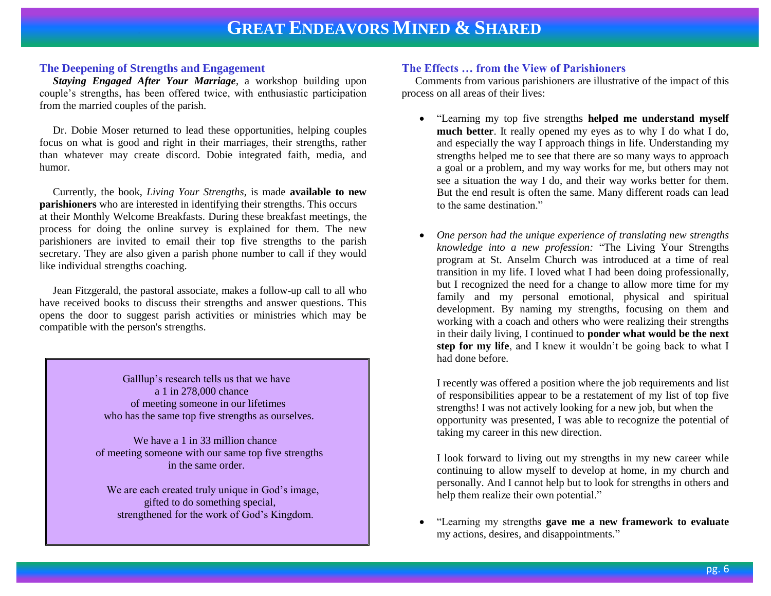## The Deepening of Strengths and Engagement

***Staying Engaged After Your Marriage***, a workshop building upon couple's strengths, has been offered twice, with enthusiastic participation from the married couples of the parish.

Dr. Dobie Moser returned to lead these opportunities, helping couples focus on what is good and right in their marriages, their strengths, rather than whatever may create discord. Dobie integrated faith, media, and humor.

Currently, the book, *Living Your Strengths*, is made **available to new parishioners** who are interested in identifying their strengths. This occurs at their Monthly Welcome Breakfasts. During these breakfast meetings, the process for doing the online survey is explained for them. The new parishioners are invited to email their top five strengths to the parish secretary. They are also given a parish phone number to call if they would like individual strengths coaching.

Jean Fitzgerald, the pastoral associate, makes a follow-up call to all who have received books to discuss their strengths and answer questions. This opens the door to suggest parish activities or ministries which may be compatible with the person's strengths.

> Galllup's research tells us that we have a 1 in 278,000 chance of meeting someone in our lifetimes who has the same top five strengths as ourselves.
>
> We have a 1 in 33 million chance of meeting someone with our same top five strengths in the same order.
>
> We are each created truly unique in God's image, gifted to do something special, strengthened for the work of God's Kingdom.

## The Effects … from the View of Parishioners

Comments from various parishioners are illustrative of the impact of this process on all areas of their lives:

- "Learning my top five strengths **helped me understand myself much better**. It really opened my eyes as to why I do what I do, and especially the way I approach things in life. Understanding my strengths helped me to see that there are so many ways to approach a goal or a problem, and my way works for me, but others may not see a situation the way I do, and their way works better for them. But the end result is often the same. Many different roads can lead to the same destination."

- *One person had the unique experience of translating new strengths knowledge into a new profession:* "The Living Your Strengths program at St. Anselm Church was introduced at a time of real transition in my life. I loved what I had been doing professionally, but I recognized the need for a change to allow more time for my family and my personal emotional, physical and spiritual development. By naming my strengths, focusing on them and working with a coach and others who were realizing their strengths in their daily living, I continued to **ponder what would be the next step for my life**, and I knew it wouldn't be going back to what I had done before.

  I recently was offered a position where the job requirements and list of responsibilities appear to be a restatement of my list of top five strengths! I was not actively looking for a new job, but when the opportunity was presented, I was able to recognize the potential of taking my career in this new direction.

  I look forward to living out my strengths in my new career while continuing to allow myself to develop at home, in my church and personally. And I cannot help but to look for strengths in others and help them realize their own potential."

- "Learning my strengths **gave me a new framework to evaluate** my actions, desires, and disappointments."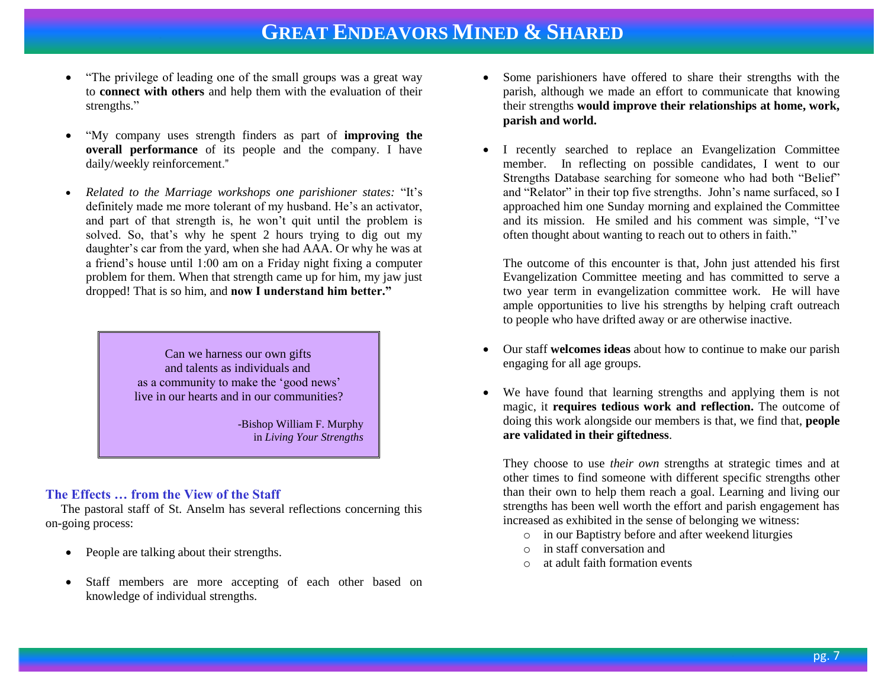- "The privilege of leading one of the small groups was a great way to **connect with others** and help them with the evaluation of their strengths."

- "My company uses strength finders as part of **improving the overall performance** of its people and the company. I have daily/weekly reinforcement."

- *Related to the Marriage workshops one parishioner states:* "It's definitely made me more tolerant of my husband. He's an activator, and part of that strength is, he won't quit until the problem is solved. So, that's why he spent 2 hours trying to dig out my daughter's car from the yard, when she had AAA. Or why he was at a friend's house until 1:00 am on a Friday night fixing a computer problem for them. When that strength came up for him, my jaw just dropped! That is so him, and **now I understand him better."**

> Can we harness our own gifts
> and talents as individuals and
> as a community to make the 'good news'
> live in our hearts and in our communities?
>
> -Bishop William F. Murphy
> in *Living Your Strengths*

### The Effects … from the View of the Staff

The pastoral staff of St. Anselm has several reflections concerning this on-going process:

- People are talking about their strengths.

- Staff members are more accepting of each other based on knowledge of individual strengths.

- Some parishioners have offered to share their strengths with the parish, although we made an effort to communicate that knowing their strengths **would improve their relationships at home, work, parish and world.**

- I recently searched to replace an Evangelization Committee member. In reflecting on possible candidates, I went to our Strengths Database searching for someone who had both "Belief" and "Relator" in their top five strengths. John's name surfaced, so I approached him one Sunday morning and explained the Committee and its mission. He smiled and his comment was simple, "I've often thought about wanting to reach out to others in faith."

  The outcome of this encounter is that, John just attended his first Evangelization Committee meeting and has committed to serve a two year term in evangelization committee work. He will have ample opportunities to live his strengths by helping craft outreach to people who have drifted away or are otherwise inactive.

- Our staff **welcomes ideas** about how to continue to make our parish engaging for all age groups.

- We have found that learning strengths and applying them is not magic, it **requires tedious work and reflection.** The outcome of doing this work alongside our members is that, we find that, **people are validated in their giftedness**.

  They choose to use *their own* strengths at strategic times and at other times to find someone with different specific strengths other than their own to help them reach a goal. Learning and living our strengths has been well worth the effort and parish engagement has increased as exhibited in the sense of belonging we witness:
  - in our Baptistry before and after weekend liturgies
  - in staff conversation and
  - at adult faith formation events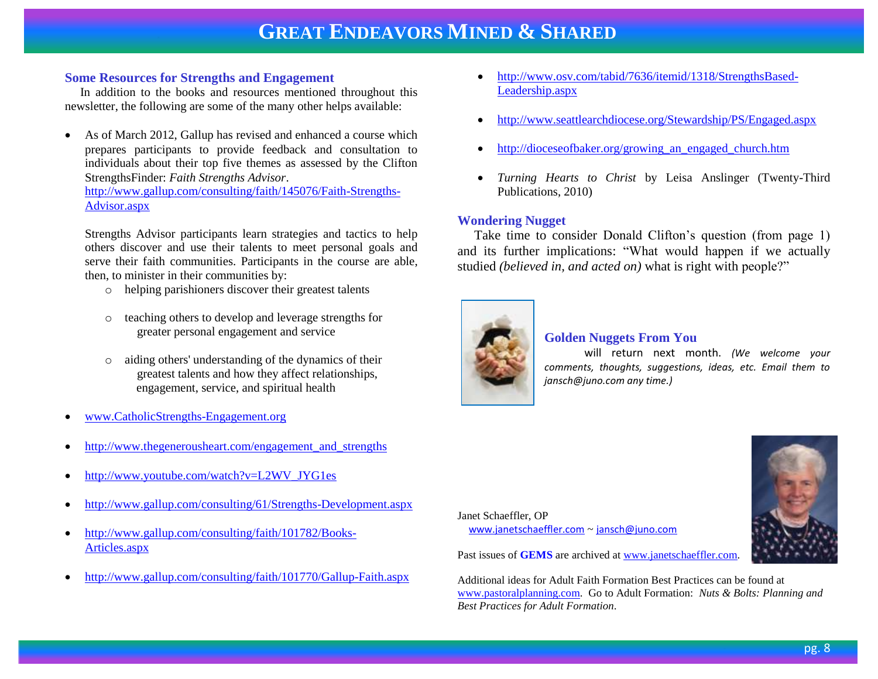## Some Resources for Strengths and Engagement

In addition to the books and resources mentioned throughout this newsletter, the following are some of the many other helps available:

- As of March 2012, Gallup has revised and enhanced a course which prepares participants to provide feedback and consultation to individuals about their top five themes as assessed by the Clifton StrengthsFinder: *Faith Strengths Advisor*. http://www.gallup.com/consulting/faith/145076/Faith-Strengths-Advisor.aspx

  Strengths Advisor participants learn strategies and tactics to help others discover and use their talents to meet personal goals and serve their faith communities. Participants in the course are able, then, to minister in their communities by:
  - helping parishioners discover their greatest talents
  - teaching others to develop and leverage strengths for greater personal engagement and service
  - aiding others' understanding of the dynamics of their greatest talents and how they affect relationships, engagement, service, and spiritual health
- www.CatholicStrengths-Engagement.org
- http://www.thegenerousheart.com/engagement_and_strengths
- http://www.youtube.com/watch?v=L2WV_JYG1es
- http://www.gallup.com/consulting/61/Strengths-Development.aspx
- http://www.gallup.com/consulting/faith/101782/Books-Articles.aspx
- http://www.gallup.com/consulting/faith/101770/Gallup-Faith.aspx
- http://www.osv.com/tabid/7636/itemid/1318/StrengthsBased-Leadership.aspx
- http://www.seattlearchdiocese.org/Stewardship/PS/Engaged.aspx
- http://dioceseofbaker.org/growing_an_engaged_church.htm
- *Turning Hearts to Christ* by Leisa Anslinger (Twenty-Third Publications, 2010)

## Wondering Nugget

Take time to consider Donald Clifton's question (from page 1) and its further implications: "What would happen if we actually studied *(believed in, and acted on)* what is right with people?"

## Golden Nuggets From You

will return next month. *(We welcome your comments, thoughts, suggestions, ideas, etc. Email them to jansch@juno.com any time.)*

Janet Schaeffler, OP
www.janetschaeffler.com ~ jansch@juno.com

Past issues of **GEMS** are archived at www.janetschaeffler.com.

Additional ideas for Adult Faith Formation Best Practices can be found at www.pastoralplanning.com. Go to Adult Formation: *Nuts & Bolts: Planning and Best Practices for Adult Formation*.